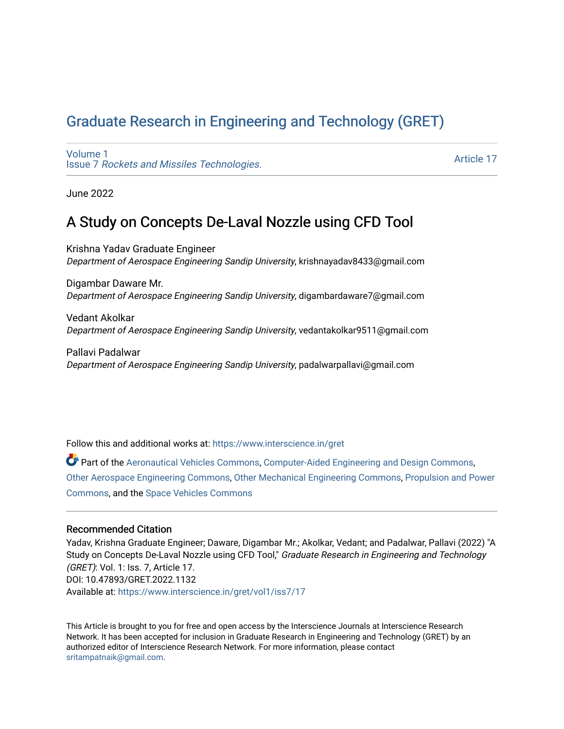# Graduate Research in Engineering and Technology (GRET)

Volume 1
Issue 7 *Rockets and Missiles Technologies.*

Article 17

June 2022

## A Study on Concepts De-Laval Nozzle using CFD Tool

Krishna Yadav Graduate Engineer
*Department of Aerospace Engineering Sandip University*, krishnayadav8433@gmail.com

Digambar Daware Mr.
*Department of Aerospace Engineering Sandip University*, digambardaware7@gmail.com

Vedant Akolkar
*Department of Aerospace Engineering Sandip University*, vedantakolkar9511@gmail.com

Pallavi Padalwar
*Department of Aerospace Engineering Sandip University*, padalwarpallavi@gmail.com

Follow this and additional works at: https://www.interscience.in/gret

Part of the Aeronautical Vehicles Commons, Computer-Aided Engineering and Design Commons, Other Aerospace Engineering Commons, Other Mechanical Engineering Commons, Propulsion and Power Commons, and the Space Vehicles Commons

### Recommended Citation

Yadav, Krishna Graduate Engineer; Daware, Digambar Mr.; Akolkar, Vedant; and Padalwar, Pallavi (2022) "A Study on Concepts De-Laval Nozzle using CFD Tool," *Graduate Research in Engineering and Technology (GRET)*: Vol. 1: Iss. 7, Article 17.
DOI: 10.47893/GRET.2022.1132
Available at: https://www.interscience.in/gret/vol1/iss7/17

This Article is brought to you for free and open access by the Interscience Journals at Interscience Research Network. It has been accepted for inclusion in Graduate Research in Engineering and Technology (GRET) by an authorized editor of Interscience Research Network. For more information, please contact sritampatnaik@gmail.com.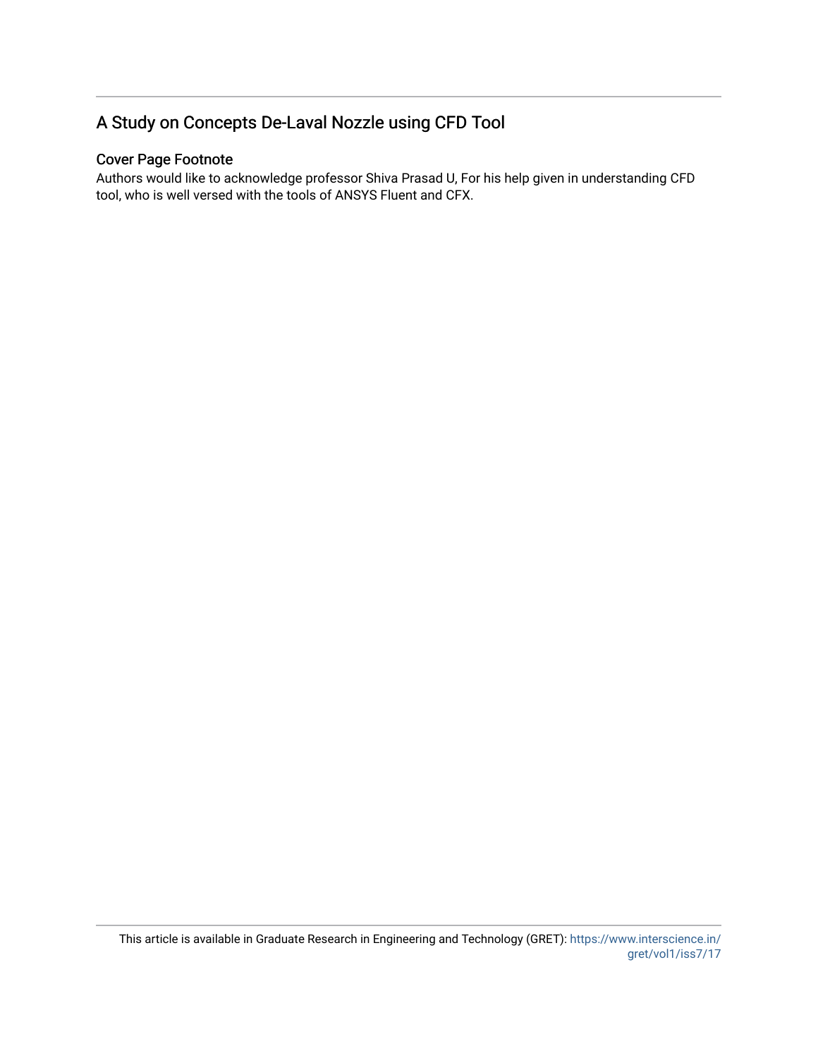# A Study on Concepts De-Laval Nozzle using CFD Tool

## Cover Page Footnote

Authors would like to acknowledge professor Shiva Prasad U, For his help given in understanding CFD tool, who is well versed with the tools of ANSYS Fluent and CFX.

This article is available in Graduate Research in Engineering and Technology (GRET): https://www.interscience.in/gret/vol1/iss7/17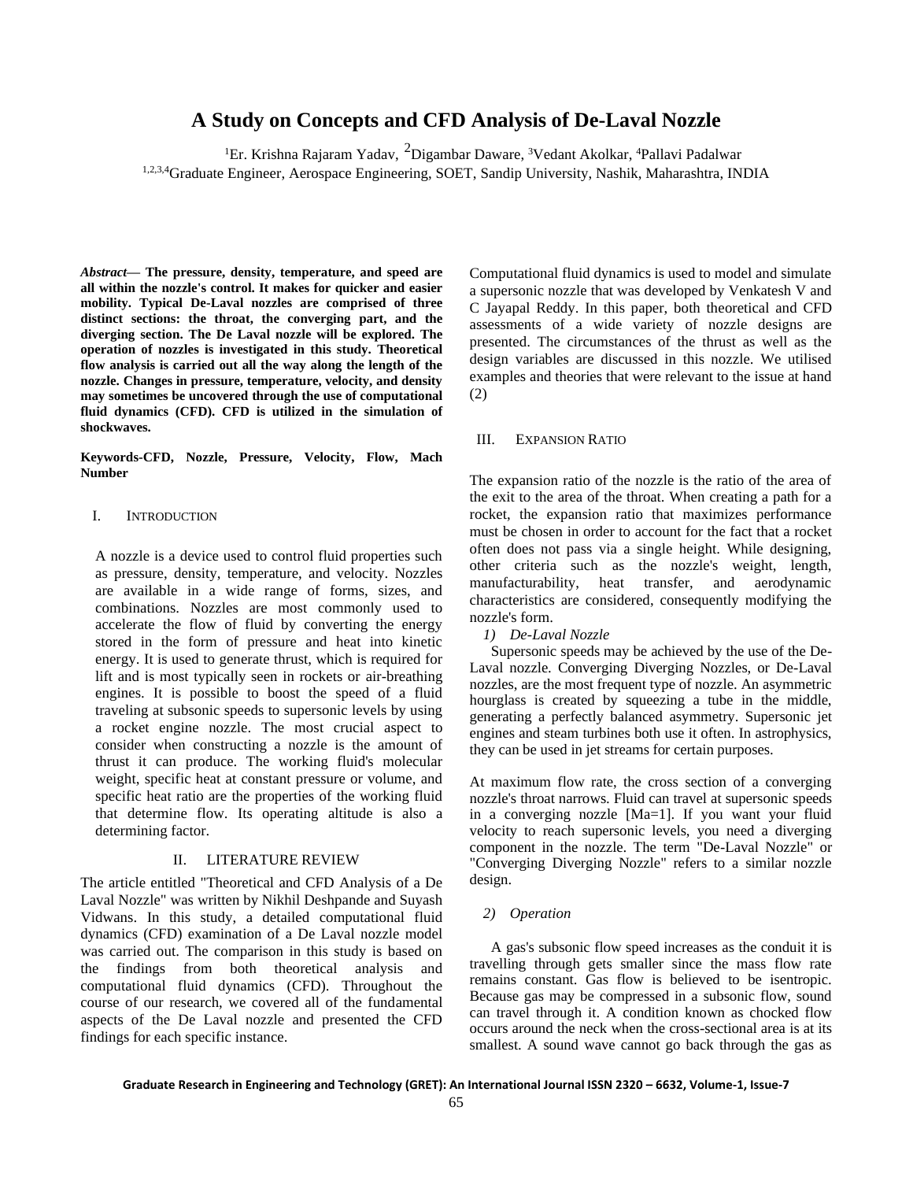# A Study on Concepts and CFD Analysis of De-Laval Nozzle

[1]Er. Krishna Rajaram Yadav, [2]Digambar Daware, [3]Vedant Akolkar, [4]Pallavi Padalwar

[1,2,3,4]Graduate Engineer, Aerospace Engineering, SOET, Sandip University, Nashik, Maharashtra, INDIA

***Abstract*— The pressure, density, temperature, and speed are all within the nozzle's control. It makes for quicker and easier mobility. Typical De-Laval nozzles are comprised of three distinct sections: the throat, the converging part, and the diverging section. The De Laval nozzle will be explored. The operation of nozzles is investigated in this study. Theoretical flow analysis is carried out all the way along the length of the nozzle. Changes in pressure, temperature, velocity, and density may sometimes be uncovered through the use of computational fluid dynamics (CFD). CFD is utilized in the simulation of shockwaves.**

**Keywords-CFD, Nozzle, Pressure, Velocity, Flow, Mach Number**

## I. Introduction

A nozzle is a device used to control fluid properties such as pressure, density, temperature, and velocity. Nozzles are available in a wide range of forms, sizes, and combinations. Nozzles are most commonly used to accelerate the flow of fluid by converting the energy stored in the form of pressure and heat into kinetic energy. It is used to generate thrust, which is required for lift and is most typically seen in rockets or air-breathing engines. It is possible to boost the speed of a fluid traveling at subsonic speeds to supersonic levels by using a rocket engine nozzle. The most crucial aspect to consider when constructing a nozzle is the amount of thrust it can produce. The working fluid's molecular weight, specific heat at constant pressure or volume, and specific heat ratio are the properties of the working fluid that determine flow. Its operating altitude is also a determining factor.

## II. Literature Review

The article entitled "Theoretical and CFD Analysis of a De Laval Nozzle" was written by Nikhil Deshpande and Suyash Vidwans. In this study, a detailed computational fluid dynamics (CFD) examination of a De Laval nozzle model was carried out. The comparison in this study is based on the findings from both theoretical analysis and computational fluid dynamics (CFD). Throughout the course of our research, we covered all of the fundamental aspects of the De Laval nozzle and presented the CFD findings for each specific instance.

Computational fluid dynamics is used to model and simulate a supersonic nozzle that was developed by Venkatesh V and C Jayapal Reddy. In this paper, both theoretical and CFD assessments of a wide variety of nozzle designs are presented. The circumstances of the thrust as well as the design variables are discussed in this nozzle. We utilised examples and theories that were relevant to the issue at hand (2)

## III. Expansion Ratio

The expansion ratio of the nozzle is the ratio of the area of the exit to the area of the throat. When creating a path for a rocket, the expansion ratio that maximizes performance must be chosen in order to account for the fact that a rocket often does not pass via a single height. While designing, other criteria such as the nozzle's weight, length, manufacturability, heat transfer, and aerodynamic characteristics are considered, consequently modifying the nozzle's form.

### *1) De-Laval Nozzle*

Supersonic speeds may be achieved by the use of the De-Laval nozzle. Converging Diverging Nozzles, or De-Laval nozzles, are the most frequent type of nozzle. An asymmetric hourglass is created by squeezing a tube in the middle, generating a perfectly balanced asymmetry. Supersonic jet engines and steam turbines both use it often. In astrophysics, they can be used in jet streams for certain purposes.

At maximum flow rate, the cross section of a converging nozzle's throat narrows. Fluid can travel at supersonic speeds in a converging nozzle [Ma=1]. If you want your fluid velocity to reach supersonic levels, you need a diverging component in the nozzle. The term "De-Laval Nozzle" or "Converging Diverging Nozzle" refers to a similar nozzle design.

### *2) Operation*

A gas's subsonic flow speed increases as the conduit it is travelling through gets smaller since the mass flow rate remains constant. Gas flow is believed to be isentropic. Because gas may be compressed in a subsonic flow, sound can travel through it. A condition known as chocked flow occurs around the neck when the cross-sectional area is at its smallest. A sound wave cannot go back through the gas as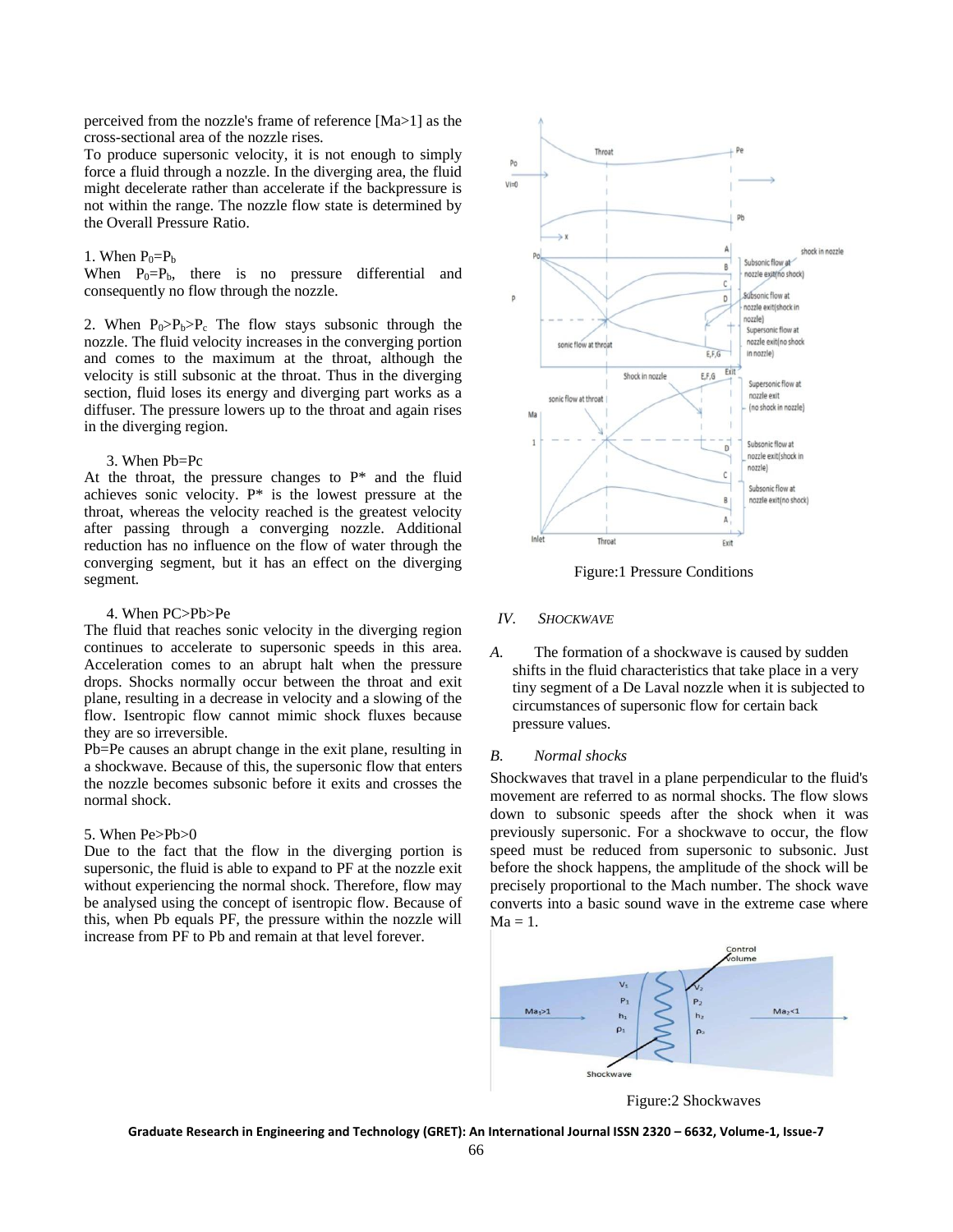perceived from the nozzle's frame of reference [Ma>1] as the cross-sectional area of the nozzle rises.

To produce supersonic velocity, it is not enough to simply force a fluid through a nozzle. In the diverging area, the fluid might decelerate rather than accelerate if the backpressure is not within the range. The nozzle flow state is determined by the Overall Pressure Ratio.

1. When $P_0=P_b$

When $P_0=P_b$, there is no pressure differential and consequently no flow through the nozzle.

2. When $P_0>P_b>P_c$ The flow stays subsonic through the nozzle. The fluid velocity increases in the converging portion and comes to the maximum at the throat, although the velocity is still subsonic at the throat. Thus in the diverging section, fluid loses its energy and diverging part works as a diffuser. The pressure lowers up to the throat and again rises in the diverging region.

3. When Pb=Pc

At the throat, the pressure changes to P* and the fluid achieves sonic velocity. P* is the lowest pressure at the throat, whereas the velocity reached is the greatest velocity after passing through a converging nozzle. Additional reduction has no influence on the flow of water through the converging segment, but it has an effect on the diverging segment.

4. When PC>Pb>Pe

The fluid that reaches sonic velocity in the diverging region continues to accelerate to supersonic speeds in this area. Acceleration comes to an abrupt halt when the pressure drops. Shocks normally occur between the throat and exit plane, resulting in a decrease in velocity and a slowing of the flow. Isentropic flow cannot mimic shock fluxes because they are so irreversible.

Pb=Pe causes an abrupt change in the exit plane, resulting in a shockwave. Because of this, the supersonic flow that enters the nozzle becomes subsonic before it exits and crosses the normal shock.

5. When Pe>Pb>0

Due to the fact that the flow in the diverging portion is supersonic, the fluid is able to expand to PF at the nozzle exit without experiencing the normal shock. Therefore, flow may be analysed using the concept of isentropic flow. Because of this, when Pb equals PF, the pressure within the nozzle will increase from PF to Pb and remain at that level forever.

Figure:1 Pressure Conditions

## IV. SHOCKWAVE

*A.* The formation of a shockwave is caused by sudden shifts in the fluid characteristics that take place in a very tiny segment of a De Laval nozzle when it is subjected to circumstances of supersonic flow for certain back pressure values.

### *B. Normal shocks*

Shockwaves that travel in a plane perpendicular to the fluid's movement are referred to as normal shocks. The flow slows down to subsonic speeds after the shock when it was previously supersonic. For a shockwave to occur, the flow speed must be reduced from supersonic to subsonic. Just before the shock happens, the amplitude of the shock will be precisely proportional to the Mach number. The shock wave converts into a basic sound wave in the extreme case where Ma = 1.

Figure:2 Shockwaves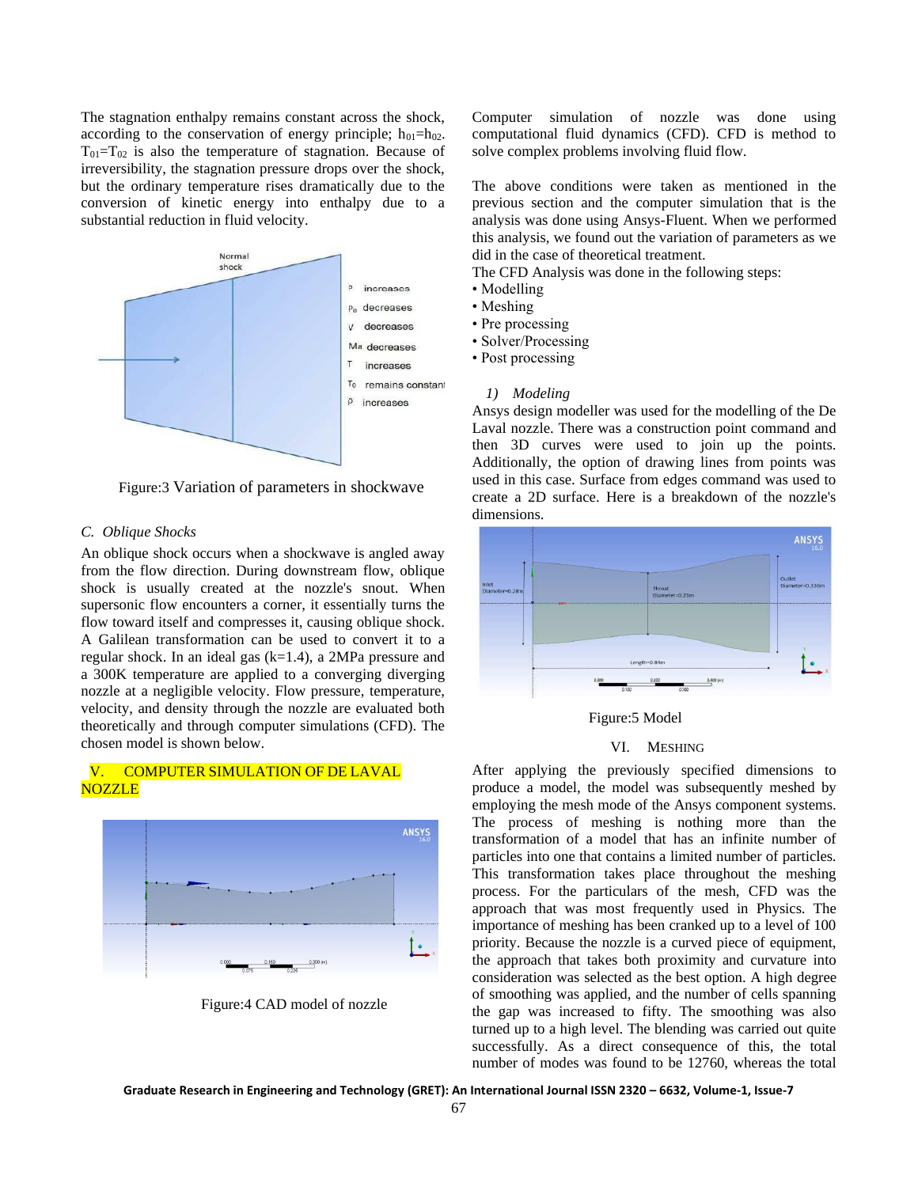The stagnation enthalpy remains constant across the shock, according to the conservation of energy principle; $h_{01}=h_{02}$. $T_{01}=T_{02}$ is also the temperature of stagnation. Because of irreversibility, the stagnation pressure drops over the shock, but the ordinary temperature rises dramatically due to the conversion of kinetic energy into enthalpy due to a substantial reduction in fluid velocity.

Figure:3 Variation of parameters in shockwave

### C. *Oblique Shocks*

An oblique shock occurs when a shockwave is angled away from the flow direction. During downstream flow, oblique shock is usually created at the nozzle's snout. When supersonic flow encounters a corner, it essentially turns the flow toward itself and compresses it, causing oblique shock. A Galilean transformation can be used to convert it to a regular shock. In an ideal gas (k=1.4), a 2MPa pressure and a 300K temperature are applied to a converging diverging nozzle at a negligible velocity. Flow pressure, temperature, velocity, and density through the nozzle are evaluated both theoretically and through computer simulations (CFD). The chosen model is shown below.

## V. COMPUTER SIMULATION OF DE LAVAL NOZZLE

Figure:4 CAD model of nozzle

Computer simulation of nozzle was done using computational fluid dynamics (CFD). CFD is method to solve complex problems involving fluid flow.

The above conditions were taken as mentioned in the previous section and the computer simulation that is the analysis was done using Ansys-Fluent. When we performed this analysis, we found out the variation of parameters as we did in the case of theoretical treatment.

The CFD Analysis was done in the following steps:

- Modelling
- Meshing
- Pre processing
- Solver/Processing
- Post processing

### 1) *Modeling*

Ansys design modeller was used for the modelling of the De Laval nozzle. There was a construction point command and then 3D curves were used to join up the points. Additionally, the option of drawing lines from points was used in this case. Surface from edges command was used to create a 2D surface. Here is a breakdown of the nozzle's dimensions.

Figure:5 Model

## VI. MESHING

After applying the previously specified dimensions to produce a model, the model was subsequently meshed by employing the mesh mode of the Ansys component systems. The process of meshing is nothing more than the transformation of a model that has an infinite number of particles into one that contains a limited number of particles. This transformation takes place throughout the meshing process. For the particulars of the mesh, CFD was the approach that was most frequently used in Physics. The importance of meshing has been cranked up to a level of 100 priority. Because the nozzle is a curved piece of equipment, the approach that takes both proximity and curvature into consideration was selected as the best option. A high degree of smoothing was applied, and the number of cells spanning the gap was increased to fifty. The smoothing was also turned up to a high level. The blending was carried out quite successfully. As a direct consequence of this, the total number of modes was found to be 12760, whereas the total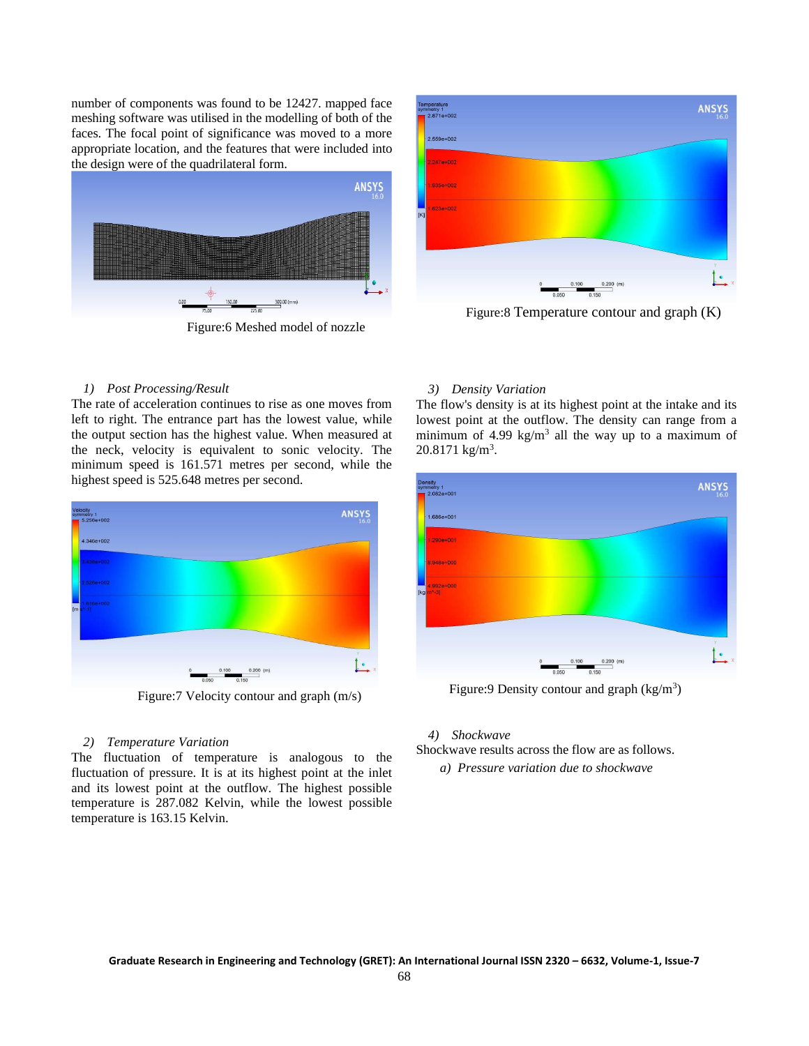number of components was found to be 12427. mapped face meshing software was utilised in the modelling of both of the faces. The focal point of significance was moved to a more appropriate location, and the features that were included into the design were of the quadrilateral form.

Figure:6 Meshed model of nozzle

*1) Post Processing/Result*

The rate of acceleration continues to rise as one moves from left to right. The entrance part has the lowest value, while the output section has the highest value. When measured at the neck, velocity is equivalent to sonic velocity. The minimum speed is 161.571 metres per second, while the highest speed is 525.648 metres per second.

Figure:7 Velocity contour and graph (m/s)

*2) Temperature Variation*

The fluctuation of temperature is analogous to the fluctuation of pressure. It is at its highest point at the inlet and its lowest point at the outflow. The highest possible temperature is 287.082 Kelvin, while the lowest possible temperature is 163.15 Kelvin.

Figure:8 Temperature contour and graph (K)

*3) Density Variation*

The flow's density is at its highest point at the intake and its lowest point at the outflow. The density can range from a minimum of 4.99 $kg/m^3$ all the way up to a maximum of 20.8171 $kg/m^3$.

Figure:9 Density contour and graph ($kg/m^3$)

*4) Shockwave*

Shockwave results across the flow are as follows.

*a) Pressure variation due to shockwave*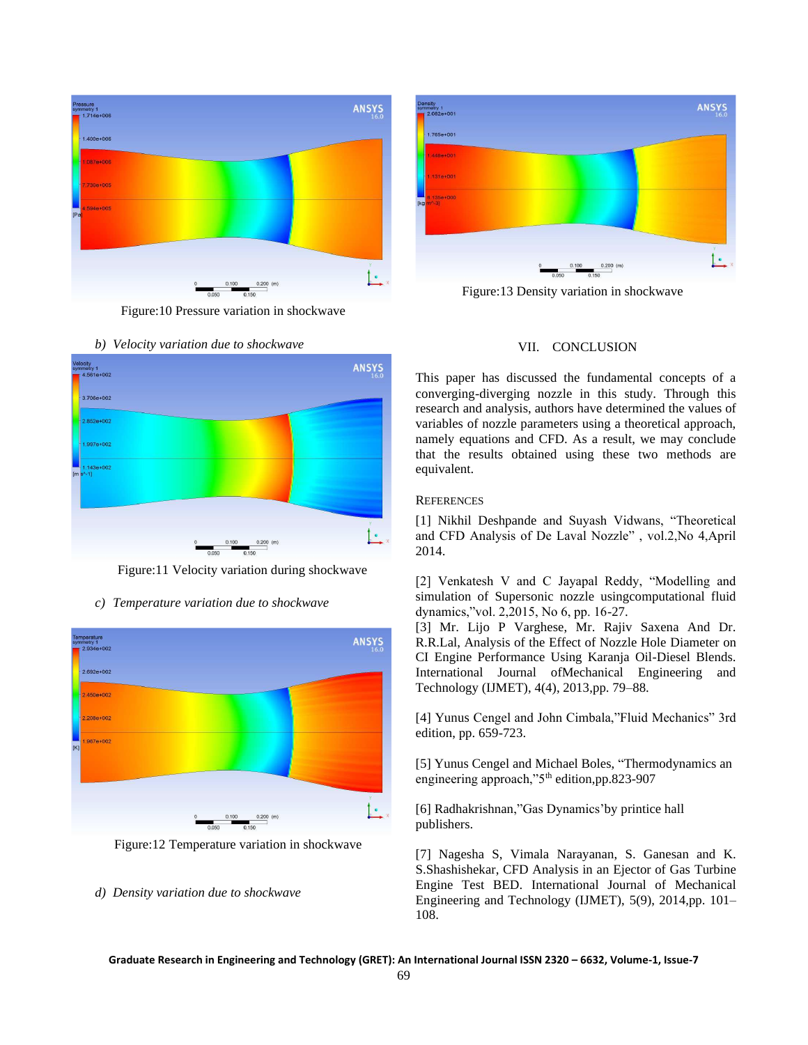Pressure
symmetry 1
1.714e+006
1.400e+006
1.087e+006
7.730e+005
4.594e+005
[Pa]
ANSYS
16.0
0 0.100 0.200 (m)
0.050 0.150

Figure:10 Pressure variation in shockwave

*b) Velocity variation due to shockwave*

Velocity
symmetry 1
4.561e+002
3.706e+002
2.852e+002
1.997e+002
1.143e+002
[m s^-1]
ANSYS
16.0
0 0.100 0.200 (m)
0.050 0.150

Figure:11 Velocity variation during shockwave

*c) Temperature variation due to shockwave*

Temperature
symmetry 1
2.934e+002
2.692e+002
2.450e+002
2.208e+002
1.967e+002
[K]
ANSYS
16.0
0 0.100 0.200 (m)
0.050 0.150

Figure:12 Temperature variation in shockwave

*d) Density variation due to shockwave*

Density
symmetry 1
2.082e+001
1.765e+001
1.448e+001
1.131e+001
8.135e+000
[kg m^-3]
ANSYS
16.0
0 0.100 0.200 (m)
0.050 0.150

Figure:13 Density variation in shockwave

## VII. CONCLUSION

This paper has discussed the fundamental concepts of a converging-diverging nozzle in this study. Through this research and analysis, authors have determined the values of variables of nozzle parameters using a theoretical approach, namely equations and CFD. As a result, we may conclude that the results obtained using these two methods are equivalent.

## REFERENCES

[1] Nikhil Deshpande and Suyash Vidwans, "Theoretical and CFD Analysis of De Laval Nozzle" , vol.2,No 4,April 2014.

[2] Venkatesh V and C Jayapal Reddy, "Modelling and simulation of Supersonic nozzle usingcomputational fluid dynamics,"vol. 2,2015, No 6, pp. 16-27.

[3] Mr. Lijo P Varghese, Mr. Rajiv Saxena And Dr. R.R.Lal, Analysis of the Effect of Nozzle Hole Diameter on CI Engine Performance Using Karanja Oil-Diesel Blends. International Journal ofMechanical Engineering and Technology (IJMET), 4(4), 2013,pp. 79–88.

[4] Yunus Cengel and John Cimbala,"Fluid Mechanics" 3rd edition, pp. 659-723.

[5] Yunus Cengel and Michael Boles, "Thermodynamics an engineering approach,"5$^{th}$ edition,pp.823-907

[6] Radhakrishnan,"Gas Dynamics'by printice hall publishers.

[7] Nagesha S, Vimala Narayanan, S. Ganesan and K. S.Shashishekar, CFD Analysis in an Ejector of Gas Turbine Engine Test BED. International Journal of Mechanical Engineering and Technology (IJMET), 5(9), 2014,pp. 101–108.